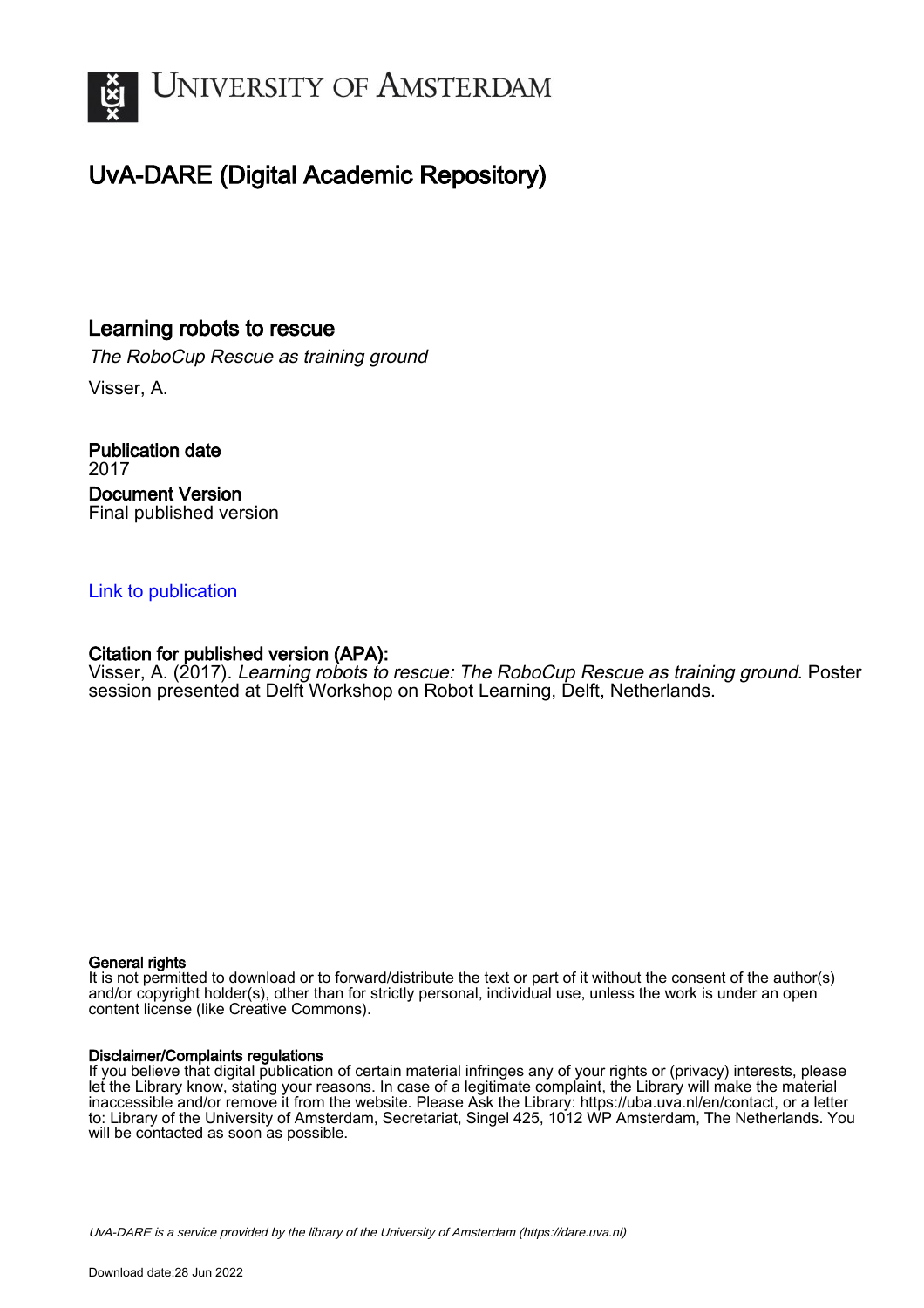# University of Amsterdam

## UvA-DARE (Digital Academic Repository)

### Learning robots to rescue

*The RoboCup Rescue as training ground*

Visser, A.

**Publication date**
2017

**Document Version**
Final published version

Link to publication

**Citation for published version (APA):**
Visser, A. (2017). *Learning robots to rescue: The RoboCup Rescue as training ground*. Poster session presented at Delft Workshop on Robot Learning, Delft, Netherlands.

**General rights**
It is not permitted to download or to forward/distribute the text or part of it without the consent of the author(s) and/or copyright holder(s), other than for strictly personal, individual use, unless the work is under an open content license (like Creative Commons).

**Disclaimer/Complaints regulations**
If you believe that digital publication of certain material infringes any of your rights or (privacy) interests, please let the Library know, stating your reasons. In case of a legitimate complaint, the Library will make the material inaccessible and/or remove it from the website. Please Ask the Library: https://uba.uva.nl/en/contact, or a letter to: Library of the University of Amsterdam, Secretariat, Singel 425, 1012 WP Amsterdam, The Netherlands. You will be contacted as soon as possible.

*UvA-DARE is a service provided by the library of the University of Amsterdam (https://dare.uva.nl)*

Download date:28 Jun 2022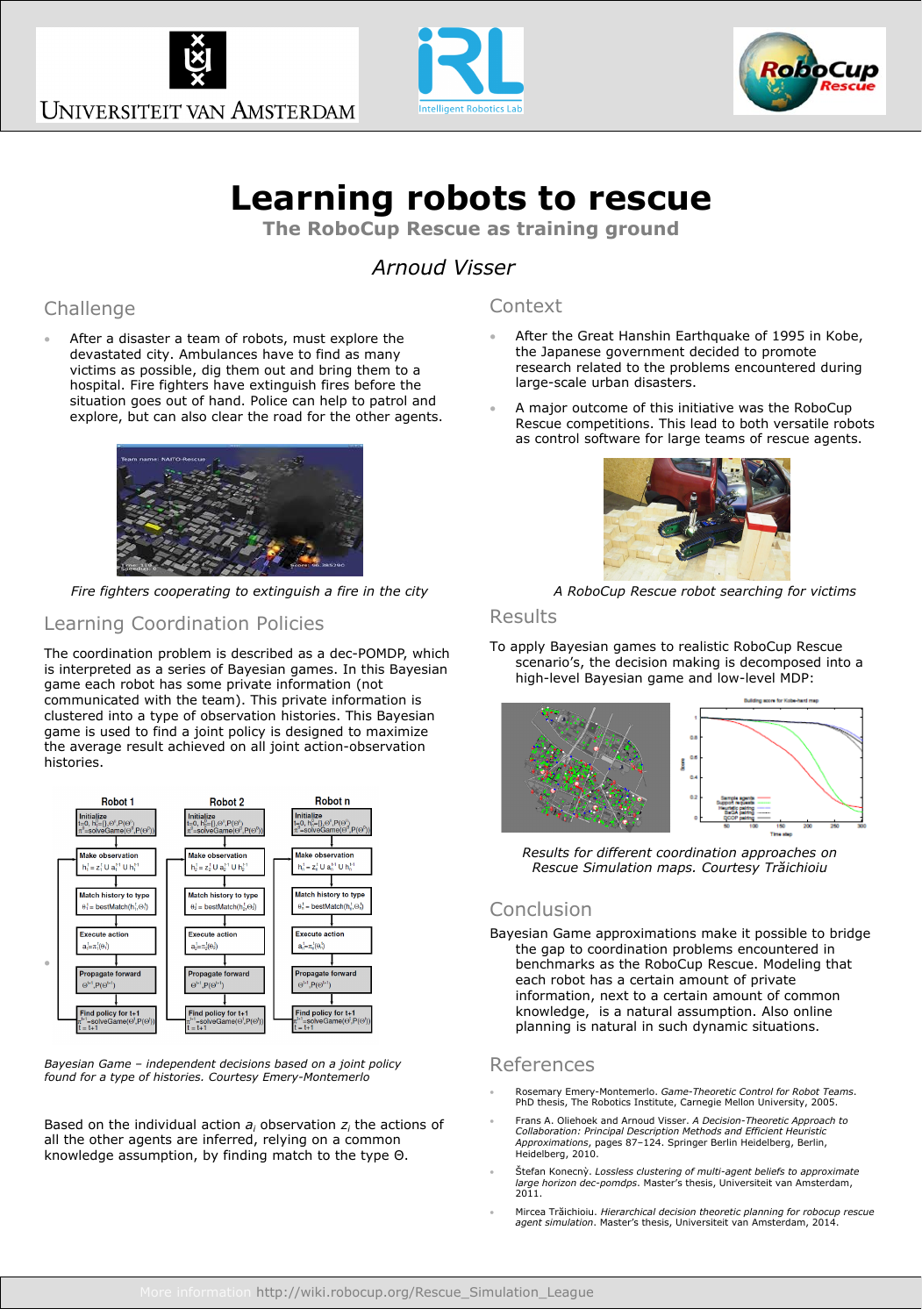# Learning robots to rescue

## The RoboCup Rescue as training ground

*Arnoud Visser*

## Challenge

- After a disaster a team of robots, must explore the devastated city. Ambulances have to find as many victims as possible, dig them out and bring them to a hospital. Fire fighters have extinguish fires before the situation goes out of hand. Police can help to patrol and explore, but can also clear the road for the other agents.

*Fire fighters cooperating to extinguish a fire in the city*

## Learning Coordination Policies

The coordination problem is described as a dec-POMDP, which is interpreted as a series of Bayesian games. In this Bayesian game each robot has some private information (not communicated with the team). This private information is clustered into a type of observation histories. This Bayesian game is used to find a joint policy is designed to maximize the average result achieved on all joint action-observation histories.

*Bayesian Game – independent decisions based on a joint policy found for a type of histories. Courtesy Emery-Montemerlo*

Based on the individual action $a_i$ observation $z_i$ the actions of all the other agents are inferred, relying on a common knowledge assumption, by finding match to the type Θ.

## Context

- After the Great Hanshin Earthquake of 1995 in Kobe, the Japanese government decided to promote research related to the problems encountered during large-scale urban disasters.
- A major outcome of this initiative was the RoboCup Rescue competitions. This lead to both versatile robots as control software for large teams of rescue agents.

*A RoboCup Rescue robot searching for victims*

## Results

To apply Bayesian games to realistic RoboCup Rescue scenario's, the decision making is decomposed into a high-level Bayesian game and low-level MDP:

*Results for different coordination approaches on Rescue Simulation maps. Courtesy Trăichioiu*

## Conclusion

Bayesian Game approximations make it possible to bridge the gap to coordination problems encountered in benchmarks as the RoboCup Rescue. Modeling that each robot has a certain amount of private information, next to a certain amount of common knowledge, is a natural assumption. Also online planning is natural in such dynamic situations.

## References

- Rosemary Emery-Montemerlo. *Game-Theoretic Control for Robot Teams*. PhD thesis, The Robotics Institute, Carnegie Mellon University, 2005.
- Frans A. Oliehoek and Arnoud Visser. *A Decision-Theoretic Approach to Collaboration: Principal Description Methods and Efficient Heuristic Approximations*, pages 87–124. Springer Berlin Heidelberg, Berlin, Heidelberg, 2010.
- Štefan Konecný. *Lossless clustering of multi-agent beliefs to approximate large horizon dec-pomdps*. Master's thesis, Universiteit van Amsterdam, 2011.
- Mircea Trăichioiu. *Hierarchical decision theoretic planning for robocup rescue agent simulation*. Master's thesis, Universiteit van Amsterdam, 2014.

More information http://wiki.robocup.org/Rescue_Simulation_League